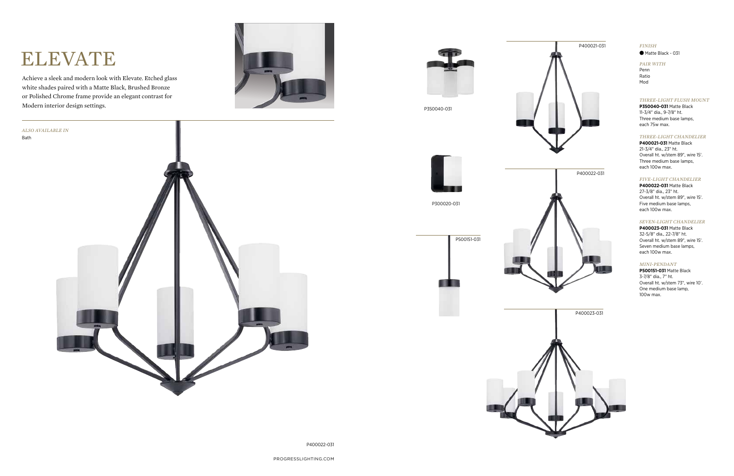# ELEVATE

Achieve a sleek and modern look with Elevate. Etched glass white shades paired with a Matte Black, Brushed Bronze or Polished Chrome frame provide an elegant contrast for Modern interior design settings.

*ALSO AVAILABLE IN*

Bath

P400022-031

P350040-031

P300020-031

P500151-031

P400021-031

P400022-031

P400023-031

*FINISH*

● Matte Black - 031

*PAIR WITH*

Penn
Ratio
Mod

*THREE-LIGHT FLUSH MOUNT*

**P350040-031** Matte Black
11-3/4" dia., 9-7/8" ht.
Three medium base lamps,
each 75w max.

*THREE-LIGHT CHANDELIER*

**P400021-031** Matte Black
21-3/4" dia., 23" ht.
Overall ht. w/stem 89", wire 15'.
Three medium base lamps,
each 100w max.

*FIVE-LIGHT CHANDELIER*

**P400022-031** Matte Black
27-3/8" dia., 23" ht.
Overall ht. w/stem 89", wire 15'.
Five medium base lamps,
each 100w max.

*SEVEN-LIGHT CHANDELIER*

**P400023-031** Matte Black
32-5/8" dia., 22-7/8" ht.
Overall ht. w/stem 89", wire 15'.
Seven medium base lamps,
each 100w max.

*MINI-PENDANT*

**P500151-031** Matte Black
3-7/8" dia., 7" ht.
Overall ht. w/stem 73", wire 10'.
One medium base lamp,
100w max.

PROGRESSLIGHTING.COM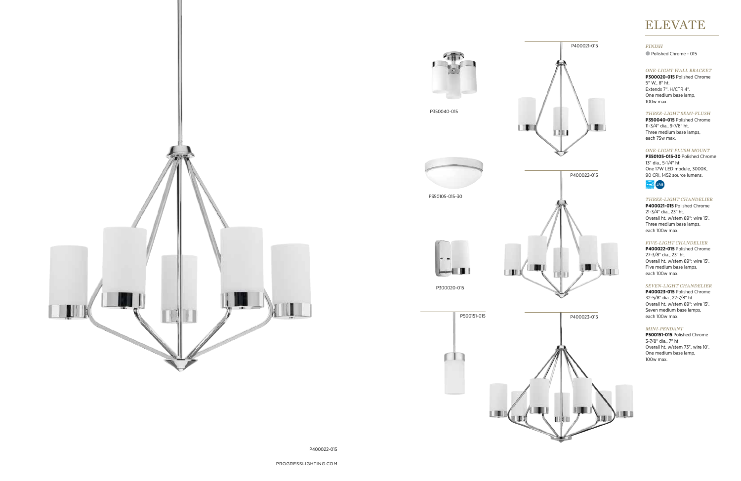# ELEVATE

*FINISH*

Polished Chrome - 015

*ONE-LIGHT WALL BRACKET*

**P300020-015** Polished Chrome
5" W., 8" ht.
Extends 7". H/CTR 4".
One medium base lamp,
100w max.

*THREE-LIGHT SEMI-FLUSH*

**P350040-015** Polished Chrome
11-3/4" dia., 9-7/8" ht.
Three medium base lamps,
each 75w max.

*ONE-LIGHT FLUSH MOUNT*

**P350105-015-30** Polished Chrome
13" dia., 5-1/4" ht.
One 17W LED module, 3000K,
90 CRI, 1452 source lumens.

JA8

*THREE-LIGHT CHANDELIER*

**P400021-015** Polished Chrome
21-3/4" dia., 23" ht.
Overall ht. w/stem 89"; wire 15'.
Three medium base lamps,
each 100w max.

*FIVE-LIGHT CHANDELIER*

**P400022-015** Polished Chrome
27-3/8" dia., 23" ht.
Overall ht. w/stem 89"; wire 15'.
Five medium base lamps,
each 100w max.

*SEVEN-LIGHT CHANDELIER*

**P400023-015** Polished Chrome
32-5/8" dia., 22-7/8" ht.
Overall ht. w/stem 89"; wire 15'.
Seven medium base lamps,
each 100w max.

*MINI-PENDANT*

**P500151-015** Polished Chrome
3-7/8" dia., 7" ht.
Overall ht. w/stem 73", wire 10'.
One medium base lamp,
100w max.

P350040-015

P400021-015

P350105-015-30

P400022-015

P300020-015

P500151-015

P400023-015

P400022-015

PROGRESSLIGHTING.COM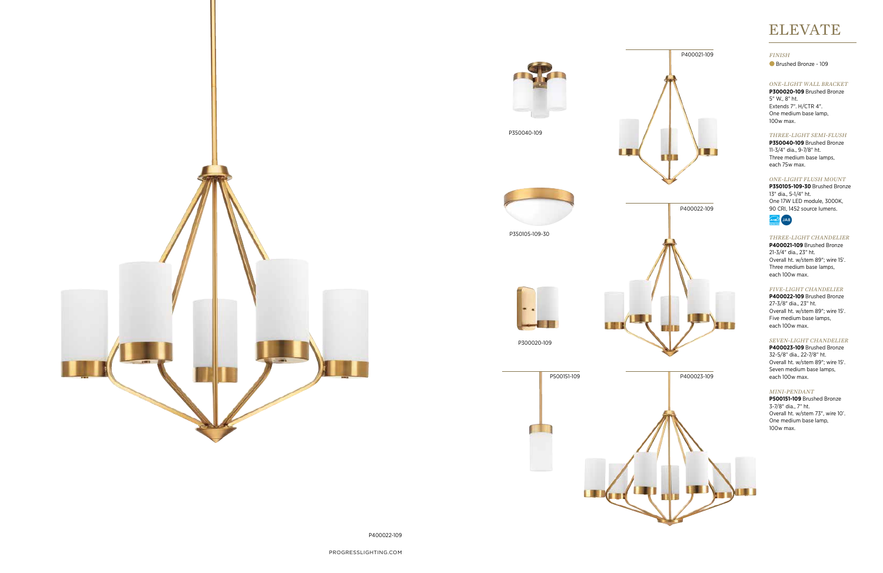P400022-109

P350040-109

P400021-109

P350105-109-30

P400022-109

P300020-109

P500151-109

P400023-109

# ELEVATE

*FINISH*

Brushed Bronze - 109

*ONE-LIGHT WALL BRACKET*

**P300020-109** Brushed Bronze
5" W., 8" ht.
Extends 7". H/CTR 4".
One medium base lamp,
100w max.

*THREE-LIGHT SEMI-FLUSH*

**P350040-109** Brushed Bronze
11-3/4" dia., 9-7/8" ht.
Three medium base lamps,
each 75w max.

*ONE-LIGHT FLUSH MOUNT*

**P350105-109-30** Brushed Bronze
13" dia., 5-1/4" ht.
One 17W LED module, 3000K,
90 CRI, 1452 source lumens.

JA8

*THREE-LIGHT CHANDELIER*

**P400021-109** Brushed Bronze
21-3/4" dia., 23" ht.
Overall ht. w/stem 89"; wire 15'.
Three medium base lamps,
each 100w max.

*FIVE-LIGHT CHANDELIER*

**P400022-109** Brushed Bronze
27-3/8" dia., 23" ht.
Overall ht. w/stem 89"; wire 15'.
Five medium base lamps,
each 100w max.

*SEVEN-LIGHT CHANDELIER*

**P400023-109** Brushed Bronze
32-5/8" dia., 22-7/8" ht.
Overall ht. w/stem 89"; wire 15'.
Seven medium base lamps,
each 100w max.

*MINI-PENDANT*

**P500151-109** Brushed Bronze
3-7/8" dia., 7" ht.
Overall ht. w/stem 73", wire 10'.
One medium base lamp,
100w max.

PROGRESSLIGHTING.COM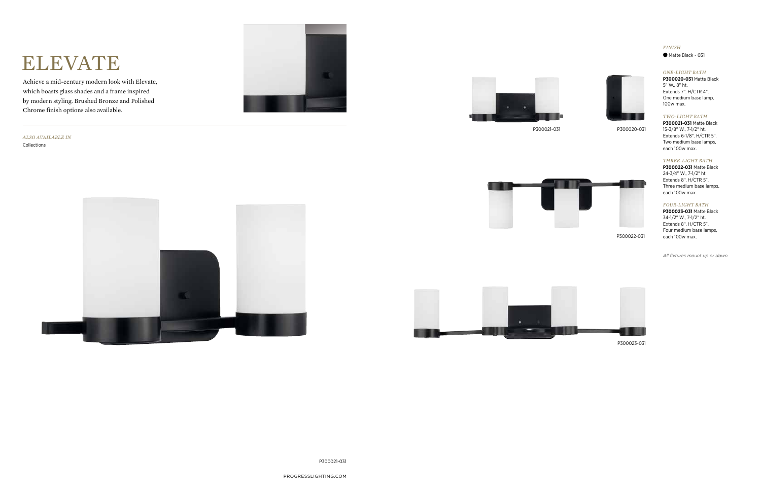# ELEVATE

Achieve a mid-century modern look with Elevate, which boasts glass shades and a frame inspired by modern styling. Brushed Bronze and Polished Chrome finish options also available.

*ALSO AVAILABLE IN*
Collections

P300021-031

P300020-031

P300022-031

P300023-031

P300021-031

*FINISH*

● Matte Black - 031

*ONE-LIGHT BATH*

**P300020-031** Matte Black
5" W., 8" ht.
Extends 7". H/CTR 4".
One medium base lamp, 100w max.

*TWO-LIGHT BATH*

**P300021-031** Matte Black
15-3/8" W., 7-1/2" ht.
Extends 6-1/8". H/CTR 5".
Two medium base lamps, each 100w max.

*THREE-LIGHT BATH*

**P300022-031** Matte Black
24-3/4" W., 7-1/2" ht
Extends 8". H/CTR 5".
Three medium base lamps, each 100w max.

*FOUR-LIGHT BATH*

**P300023-031** Matte Black
34-1/2" W., 7-1/2" ht.
Extends 8". H/CTR 5".
Four medium base lamps, each 100w max.

*All fixtures mount up or down.*

PROGRESSLIGHTING.COM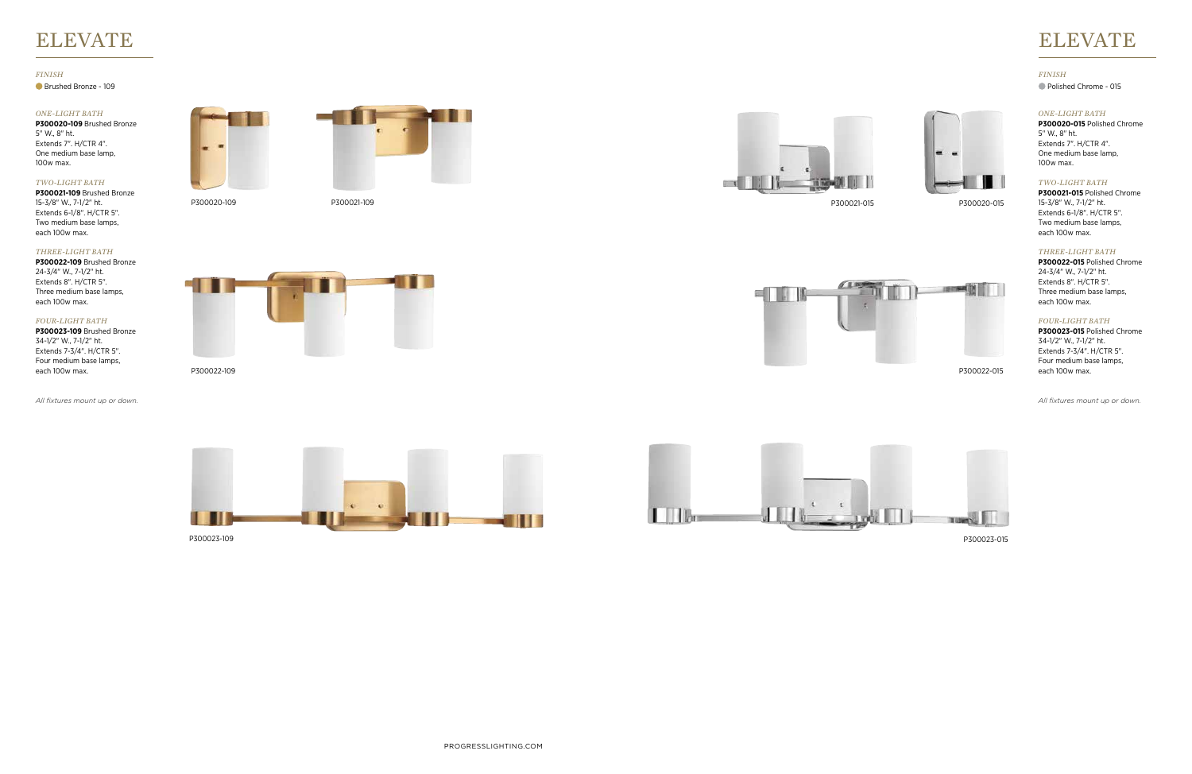# ELEVATE

*FINISH*

Brushed Bronze - 109

*ONE-LIGHT BATH*

**P300020-109** Brushed Bronze
5" W., 8" ht.
Extends 7". H/CTR 4".
One medium base lamp,
100w max.

*TWO-LIGHT BATH*

**P300021-109** Brushed Bronze
15-3/8" W., 7-1/2" ht.
Extends 6-1/8". H/CTR 5".
Two medium base lamps,
each 100w max.

*THREE-LIGHT BATH*

**P300022-109** Brushed Bronze
24-3/4" W., 7-1/2" ht.
Extends 8". H/CTR 5".
Three medium base lamps,
each 100w max.

*FOUR-LIGHT BATH*

**P300023-109** Brushed Bronze
34-1/2" W., 7-1/2" ht.
Extends 7-3/4". H/CTR 5".
Four medium base lamps,
each 100w max.

*All fixtures mount up or down.*

P300020-109

P300021-109

P300022-109

P300023-109

P300021-015

P300020-015

P300022-015

P300023-015

# ELEVATE

*FINISH*

Polished Chrome - 015

*ONE-LIGHT BATH*

**P300020-015** Polished Chrome
5" W., 8" ht.
Extends 7". H/CTR 4".
One medium base lamp,
100w max.

*TWO-LIGHT BATH*

**P300021-015** Polished Chrome
15-3/8" W., 7-1/2" ht.
Extends 6-1/8". H/CTR 5".
Two medium base lamps,
each 100w max.

*THREE-LIGHT BATH*

**P300022-015** Polished Chrome
24-3/4" W., 7-1/2" ht.
Extends 8". H/CTR 5".
Three medium base lamps,
each 100w max.

*FOUR-LIGHT BATH*

**P300023-015** Polished Chrome
34-1/2" W., 7-1/2" ht.
Extends 7-3/4". H/CTR 5".
Four medium base lamps,
each 100w max.

*All fixtures mount up or down.*

PROGRESSLIGHTING.COM